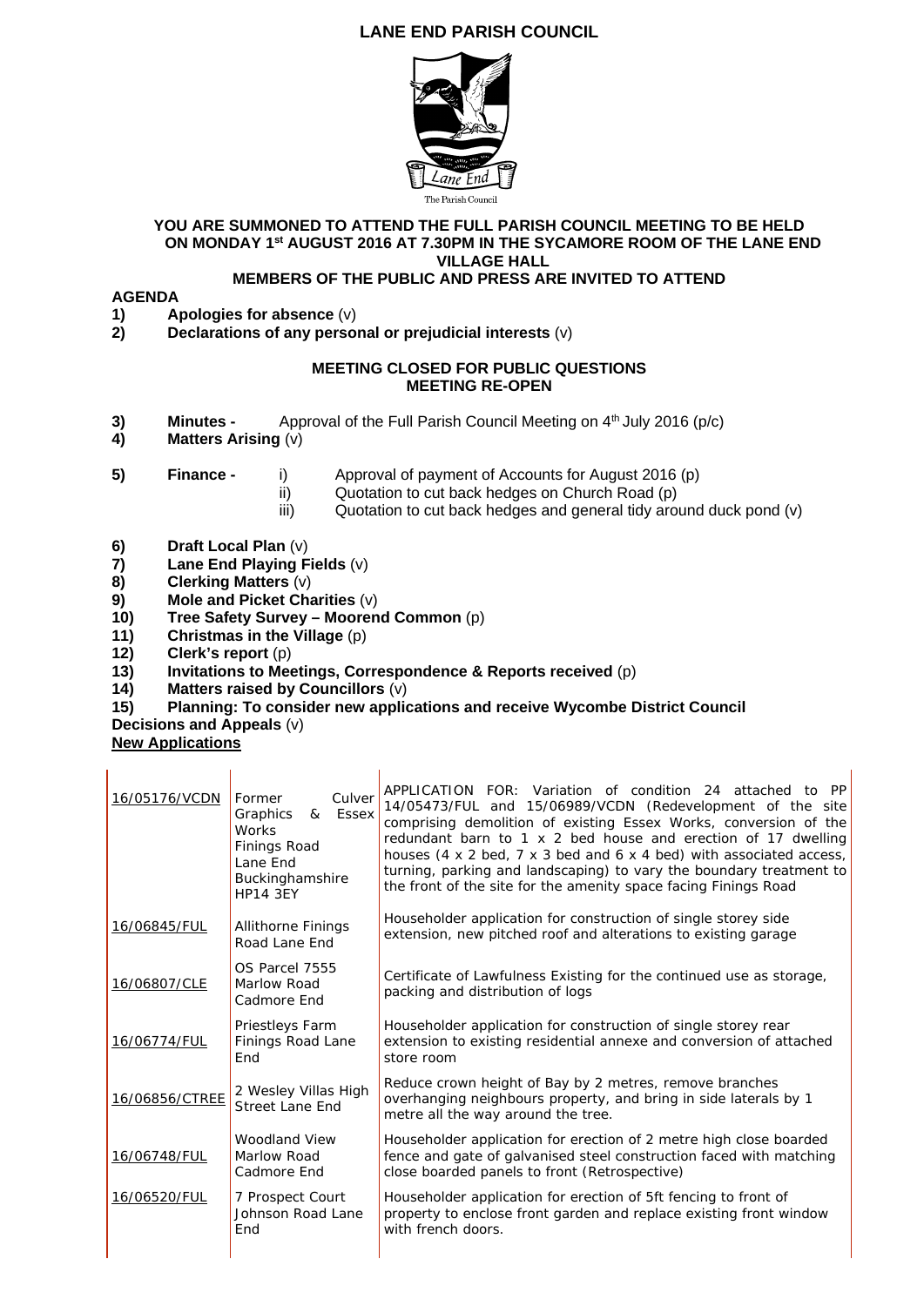# LANE END PARISH COUNCIL

**YOU ARE SUMMONED TO ATTEND THE FULL PARISH COUNCIL MEETING TO BE HELD ON MONDAY 1st AUGUST 2016 AT 7.30PM IN THE SYCAMORE ROOM OF THE LANE END VILLAGE HALL**

**MEMBERS OF THE PUBLIC AND PRESS ARE INVITED TO ATTEND**

## AGENDA

1) **Apologies for absence** (v)
2) **Declarations of any personal or prejudicial interests** (v)

**MEETING CLOSED FOR PUBLIC QUESTIONS**
**MEETING RE-OPEN**

3) **Minutes -** Approval of the Full Parish Council Meeting on 4th July 2016 (p/c)
4) **Matters Arising** (v)

5) **Finance -**
   - i) Approval of payment of Accounts for August 2016 (p)
   - ii) Quotation to cut back hedges on Church Road (p)
   - iii) Quotation to cut back hedges and general tidy around duck pond (v)

6) **Draft Local Plan** (v)
7) **Lane End Playing Fields** (v)
8) **Clerking Matters** (v)
9) **Mole and Picket Charities** (v)
10) **Tree Safety Survey – Moorend Common** (p)
11) **Christmas in the Village** (p)
12) **Clerk's report** (p)
13) **Invitations to Meetings, Correspondence & Reports received** (p)
14) **Matters raised by Councillors** (v)
15) **Planning: To consider new applications and receive Wycombe District Council Decisions and Appeals** (v)

**New Applications**

| | | |
|---|---|---|
| 16/05176/VCDN | Former Culver Graphics & Essex Works Finings Road Lane End Buckinghamshire HP14 3EY | APPLICATION FOR: Variation of condition 24 attached to PP 14/05473/FUL and 15/06989/VCDN (Redevelopment of the site comprising demolition of existing Essex Works, conversion of the redundant barn to 1 x 2 bed house and erection of 17 dwelling houses (4 x 2 bed, 7 x 3 bed and 6 x 4 bed) with associated access, turning, parking and landscaping) to vary the boundary treatment to the front of the site for the amenity space facing Finings Road |
| 16/06845/FUL | Allithorne Finings Road Lane End | Householder application for construction of single storey side extension, new pitched roof and alterations to existing garage |
| 16/06807/CLE | OS Parcel 7555 Marlow Road Cadmore End | Certificate of Lawfulness Existing for the continued use as storage, packing and distribution of logs |
| 16/06774/FUL | Priestleys Farm Finings Road Lane End | Householder application for construction of single storey rear extension to existing residential annexe and conversion of attached store room |
| 16/06856/CTREE | 2 Wesley Villas High Street Lane End | Reduce crown height of Bay by 2 metres, remove branches overhanging neighbours property, and bring in side laterals by 1 metre all the way around the tree. |
| 16/06748/FUL | Woodland View Marlow Road Cadmore End | Householder application for erection of 2 metre high close boarded fence and gate of galvanised steel construction faced with matching close boarded panels to front (Retrospective) |
| 16/06520/FUL | 7 Prospect Court Johnson Road Lane End | Householder application for erection of 5ft fencing to front of property to enclose front garden and replace existing front window with french doors. |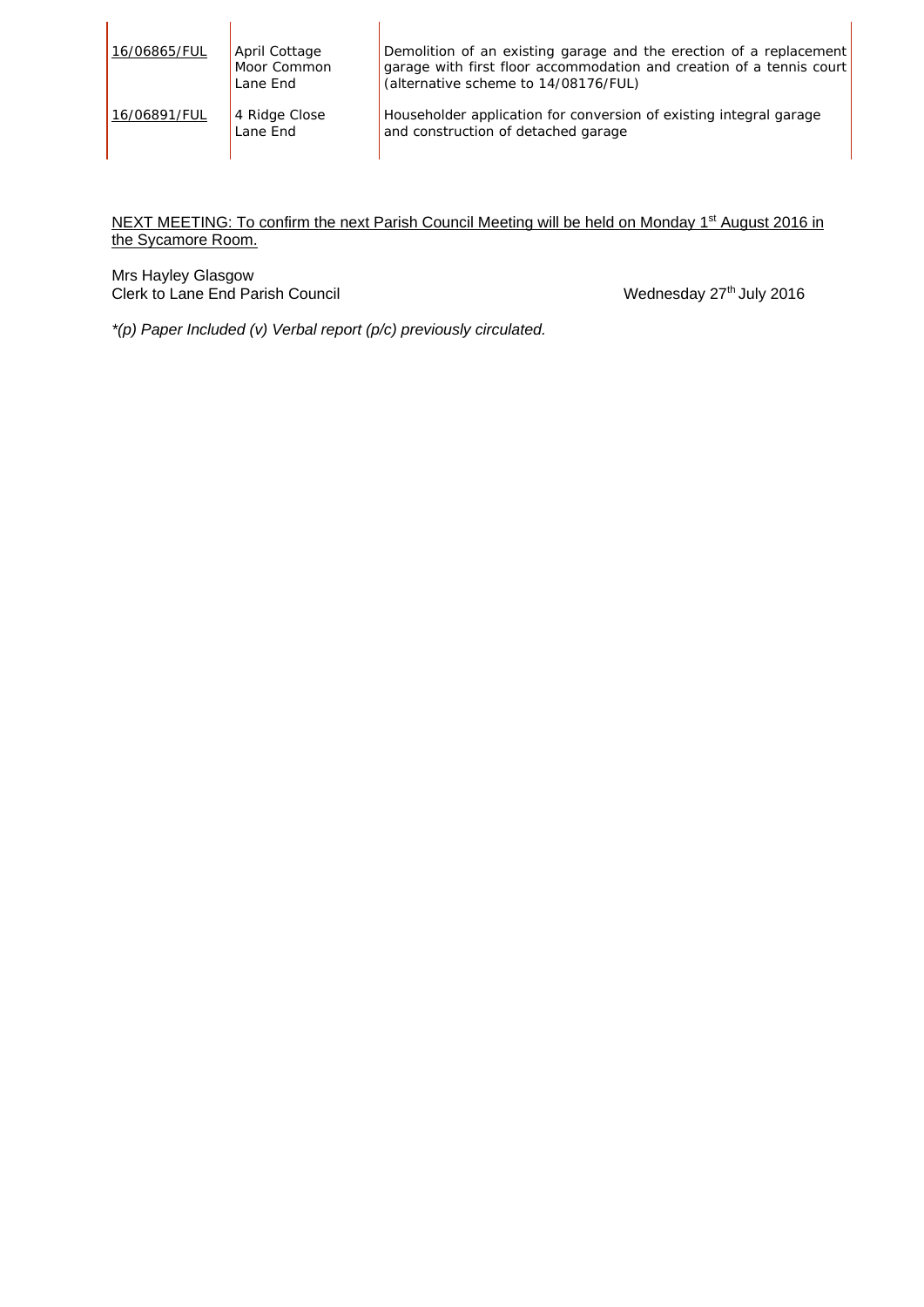| | | |
|---|---|---|
| 16/06865/FUL | April Cottage<br>Moor Common<br>Lane End | Demolition of an existing garage and the erection of a replacement garage with first floor accommodation and creation of a tennis court (alternative scheme to 14/08176/FUL) |
| 16/06891/FUL | 4 Ridge Close<br>Lane End | Householder application for conversion of existing integral garage and construction of detached garage |

<u>NEXT MEETING: To confirm the next Parish Council Meeting will be held on Monday 1st August 2016 in the Sycamore Room.</u>

Mrs Hayley Glasgow
Clerk to Lane End Parish Council

Wednesday 27th July 2016

*\*(p) Paper Included (v) Verbal report (p/c) previously circulated.*